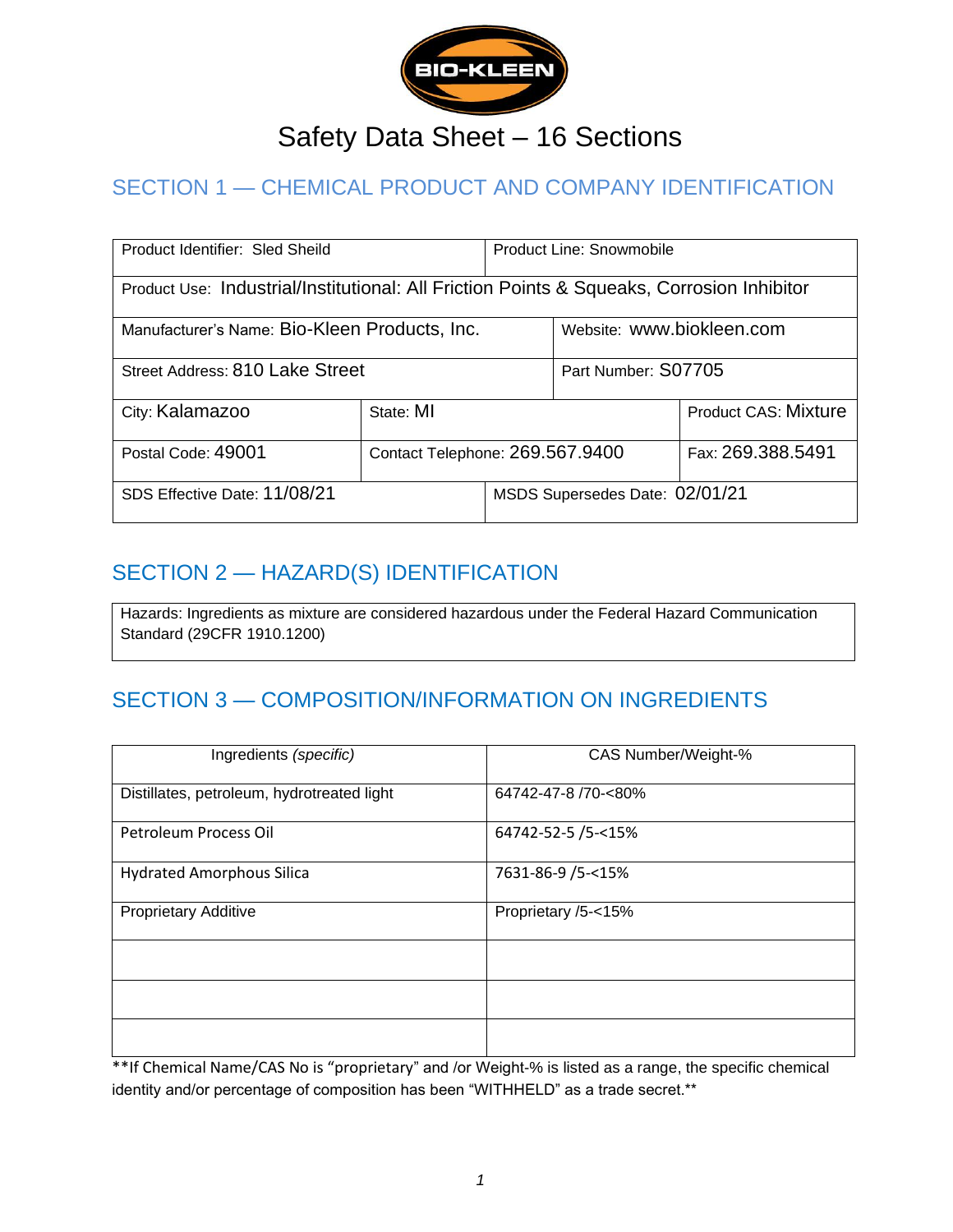BIO-KLEEN

# Safety Data Sheet – 16 Sections

## SECTION 1 — CHEMICAL PRODUCT AND COMPANY IDENTIFICATION

| | | | |
|---|---|---|---|
| Product Identifier: Sled Sheild | | Product Line: Snowmobile | |
| Product Use: Industrial/Institutional: All Friction Points & Squeaks, Corrosion Inhibitor | | | |
| Manufacturer's Name: Bio-Kleen Products, Inc. | | Website: www.biokleen.com | |
| Street Address: 810 Lake Street | | Part Number: S07705 | |
| City: Kalamazoo | State: MI | | Product CAS: Mixture |
| Postal Code: 49001 | Contact Telephone: 269.567.9400 | | Fax: 269.388.5491 |
| SDS Effective Date: 11/08/21 | | MSDS Supersedes Date: 02/01/21 | |

## SECTION 2 — HAZARD(S) IDENTIFICATION

Hazards: Ingredients as mixture are considered hazardous under the Federal Hazard Communication Standard (29CFR 1910.1200)

## SECTION 3 — COMPOSITION/INFORMATION ON INGREDIENTS

| Ingredients *(specific)* | CAS Number/Weight-% |
|---|---|
| Distillates, petroleum, hydrotreated light | 64742-47-8 /70-<80% |
| Petroleum Process Oil | 64742-52-5 /5-<15% |
| Hydrated Amorphous Silica | 7631-86-9 /5-<15% |
| Proprietary Additive | Proprietary /5-<15% |
| | |
| | |
| | |

**If Chemical Name/CAS No is "proprietary" and /or Weight-% is listed as a range, the specific chemical identity and/or percentage of composition has been "WITHHELD" as a trade secret.**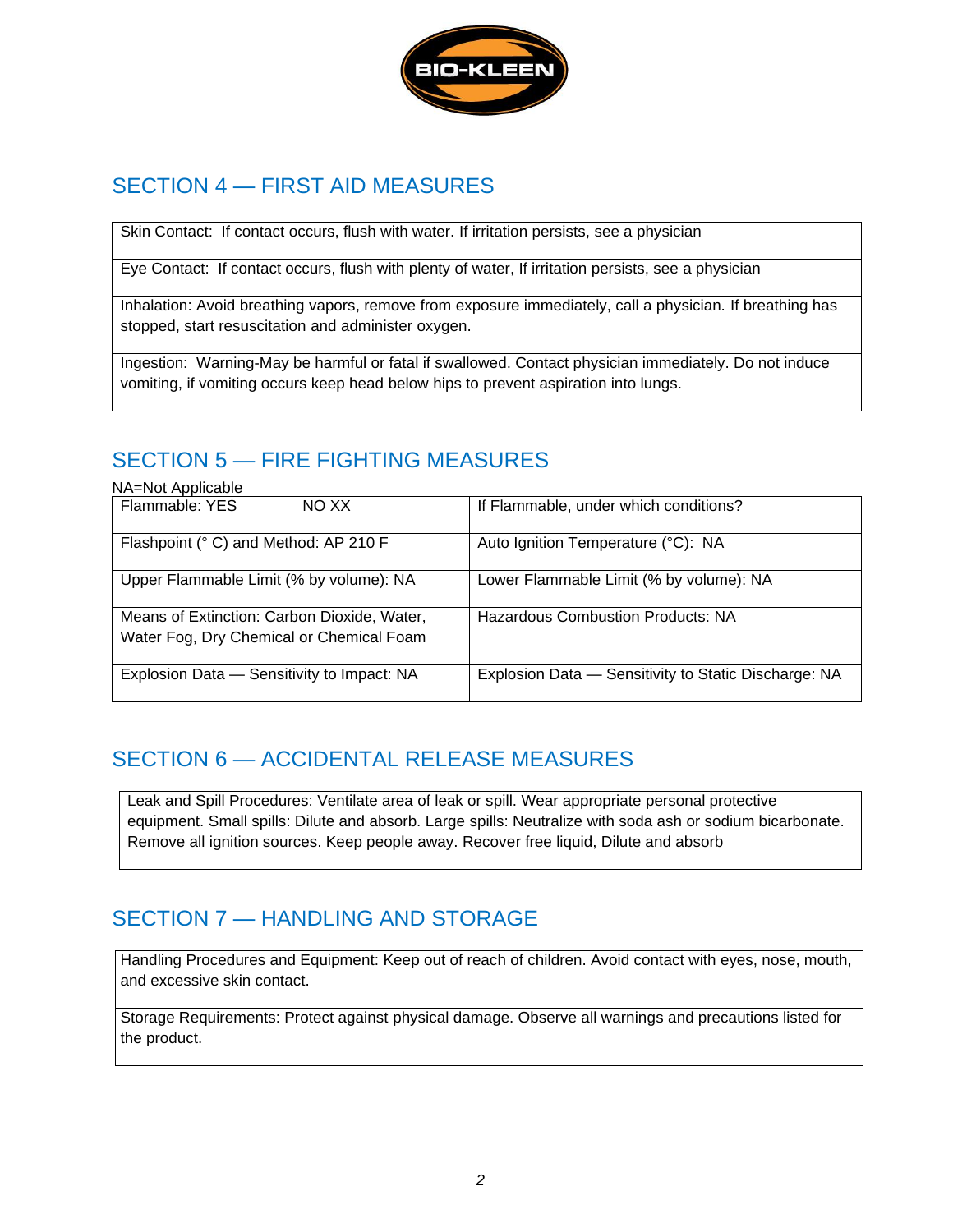## SECTION 4 — FIRST AID MEASURES

| Skin Contact: If contact occurs, flush with water. If irritation persists, see a physician |
|---|
| Eye Contact: If contact occurs, flush with plenty of water, If irritation persists, see a physician |
| Inhalation: Avoid breathing vapors, remove from exposure immediately, call a physician. If breathing has stopped, start resuscitation and administer oxygen. |
| Ingestion: Warning-May be harmful or fatal if swallowed. Contact physician immediately. Do not induce vomiting, if vomiting occurs keep head below hips to prevent aspiration into lungs. |

## SECTION 5 — FIRE FIGHTING MEASURES

NA=Not Applicable

| Flammable: YES NO XX | If Flammable, under which conditions? |
|---|---|
| Flashpoint (° C) and Method: AP 210 F | Auto Ignition Temperature (°C): NA |
| Upper Flammable Limit (% by volume): NA | Lower Flammable Limit (% by volume): NA |
| Means of Extinction: Carbon Dioxide, Water, Water Fog, Dry Chemical or Chemical Foam | Hazardous Combustion Products: NA |
| Explosion Data — Sensitivity to Impact: NA | Explosion Data — Sensitivity to Static Discharge: NA |

## SECTION 6 — ACCIDENTAL RELEASE MEASURES

| Leak and Spill Procedures: Ventilate area of leak or spill. Wear appropriate personal protective equipment. Small spills: Dilute and absorb. Large spills: Neutralize with soda ash or sodium bicarbonate. Remove all ignition sources. Keep people away. Recover free liquid, Dilute and absorb |
|---|

## SECTION 7 — HANDLING AND STORAGE

| Handling Procedures and Equipment: Keep out of reach of children. Avoid contact with eyes, nose, mouth, and excessive skin contact. |
|---|
| Storage Requirements: Protect against physical damage. Observe all warnings and precautions listed for the product. |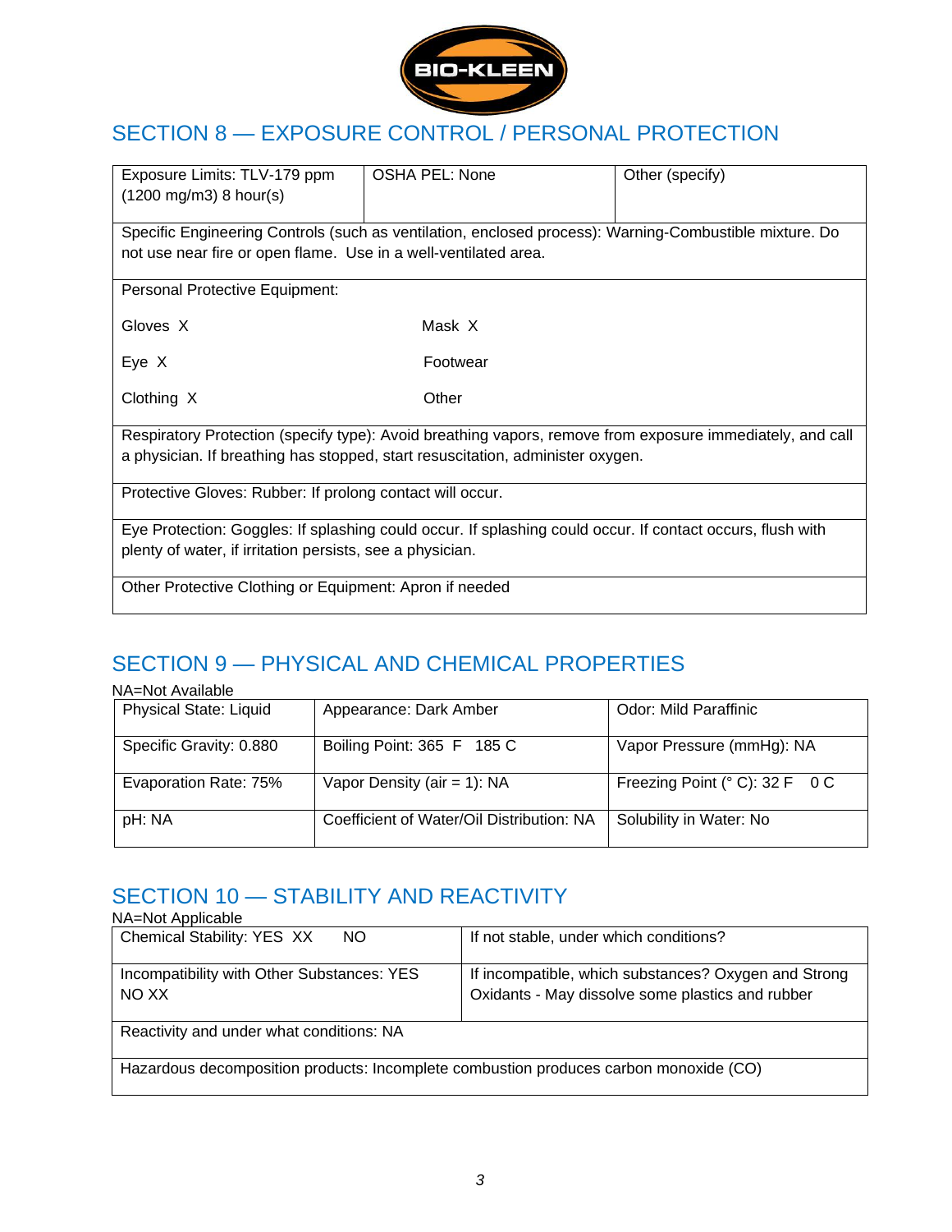## SECTION 8 — EXPOSURE CONTROL / PERSONAL PROTECTION

| Exposure Limits: TLV-179 ppm (1200 mg/m3) 8 hour(s) | OSHA PEL: None | Other (specify) |
|---|---|---|
| Specific Engineering Controls (such as ventilation, enclosed process): Warning-Combustible mixture. Do not use near fire or open flame. Use in a well-ventilated area. | | |

Personal Protective Equipment:

| | |
|---|---|
| Gloves X | Mask X |
| Eye X | Footwear |
| Clothing X | Other |

Respiratory Protection (specify type): Avoid breathing vapors, remove from exposure immediately, and call a physician. If breathing has stopped, start resuscitation, administer oxygen.

Protective Gloves: Rubber: If prolong contact will occur.

Eye Protection: Goggles: If splashing could occur. If splashing could occur. If contact occurs, flush with plenty of water, if irritation persists, see a physician.

Other Protective Clothing or Equipment: Apron if needed

## SECTION 9 — PHYSICAL AND CHEMICAL PROPERTIES

NA=Not Available

| Physical State: Liquid | Appearance: Dark Amber | Odor: Mild Paraffinic |
|---|---|---|
| Specific Gravity: 0.880 | Boiling Point: 365 F 185 C | Vapor Pressure (mmHg): NA |
| Evaporation Rate: 75% | Vapor Density (air = 1): NA | Freezing Point (° C): 32 F 0 C |
| pH: NA | Coefficient of Water/Oil Distribution: NA | Solubility in Water: No |

## SECTION 10 — STABILITY AND REACTIVITY

NA=Not Applicable

| Chemical Stability: YES XX NO | If not stable, under which conditions? |
|---|---|
| Incompatibility with Other Substances: YES NO XX | If incompatible, which substances? Oxygen and Strong Oxidants - May dissolve some plastics and rubber |
| Reactivity and under what conditions: NA | |
| Hazardous decomposition products: Incomplete combustion produces carbon monoxide (CO) | |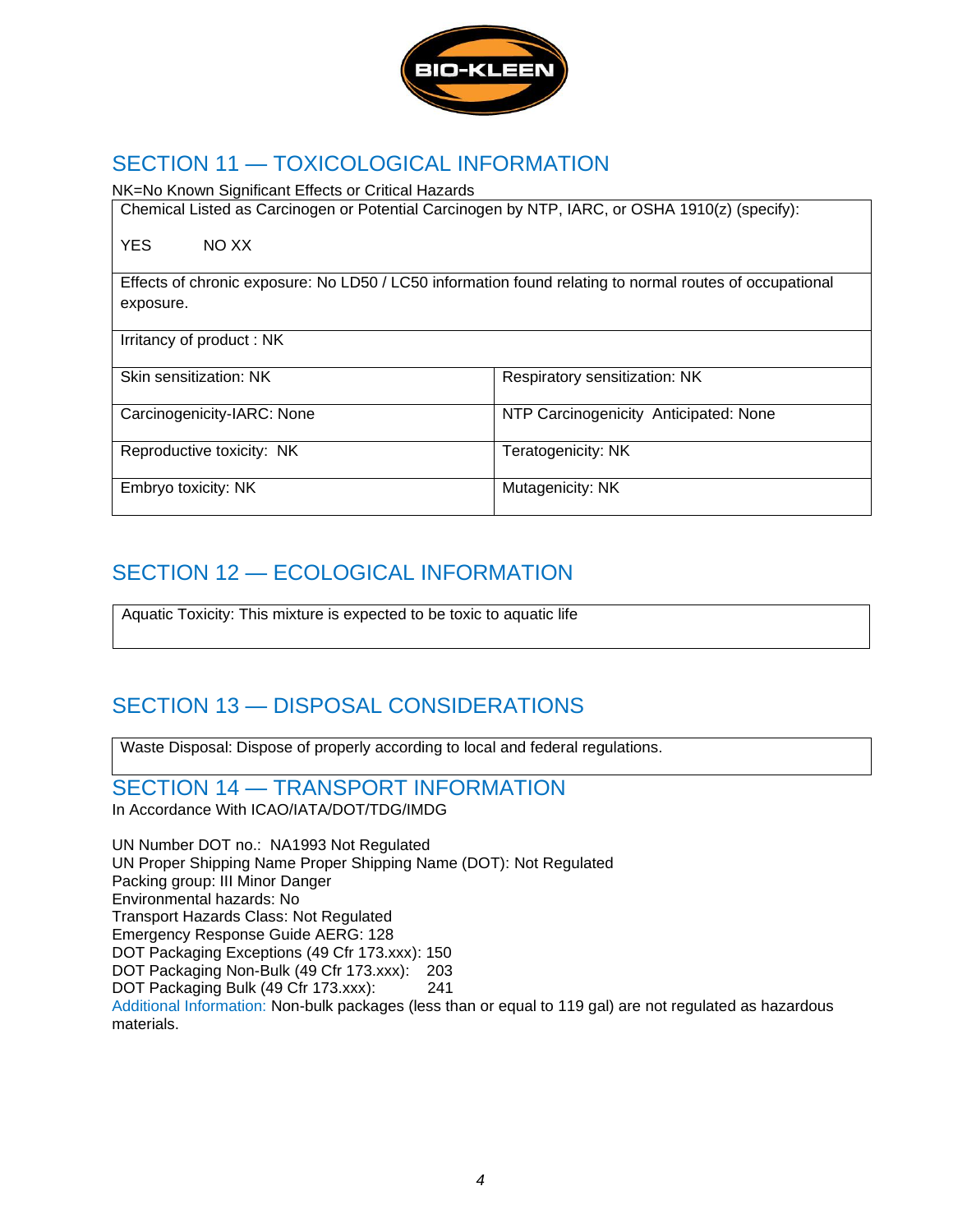## SECTION 11 — TOXICOLOGICAL INFORMATION

NK=No Known Significant Effects or Critical Hazards

| Chemical Listed as Carcinogen or Potential Carcinogen by NTP, IARC, or OSHA 1910(z) (specify):<br><br>YES NO XX | |
|---|---|
| Effects of chronic exposure: No LD50 / LC50 information found relating to normal routes of occupational exposure. | |
| Irritancy of product : NK | |
| Skin sensitization: NK | Respiratory sensitization: NK |
| Carcinogenicity-IARC: None | NTP Carcinogenicity Anticipated: None |
| Reproductive toxicity: NK | Teratogenicity: NK |
| Embryo toxicity: NK | Mutagenicity: NK |

## SECTION 12 — ECOLOGICAL INFORMATION

Aquatic Toxicity: This mixture is expected to be toxic to aquatic life

## SECTION 13 — DISPOSAL CONSIDERATIONS

Waste Disposal: Dispose of properly according to local and federal regulations.

## SECTION 14 — TRANSPORT INFORMATION

In Accordance With ICAO/IATA/DOT/TDG/IMDG

UN Number DOT no.: NA1993 Not Regulated
UN Proper Shipping Name Proper Shipping Name (DOT): Not Regulated
Packing group: III Minor Danger
Environmental hazards: No
Transport Hazards Class: Not Regulated
Emergency Response Guide AERG: 128
DOT Packaging Exceptions (49 Cfr 173.xxx): 150
DOT Packaging Non-Bulk (49 Cfr 173.xxx): 203
DOT Packaging Bulk (49 Cfr 173.xxx): 241

Additional Information: Non-bulk packages (less than or equal to 119 gal) are not regulated as hazardous materials.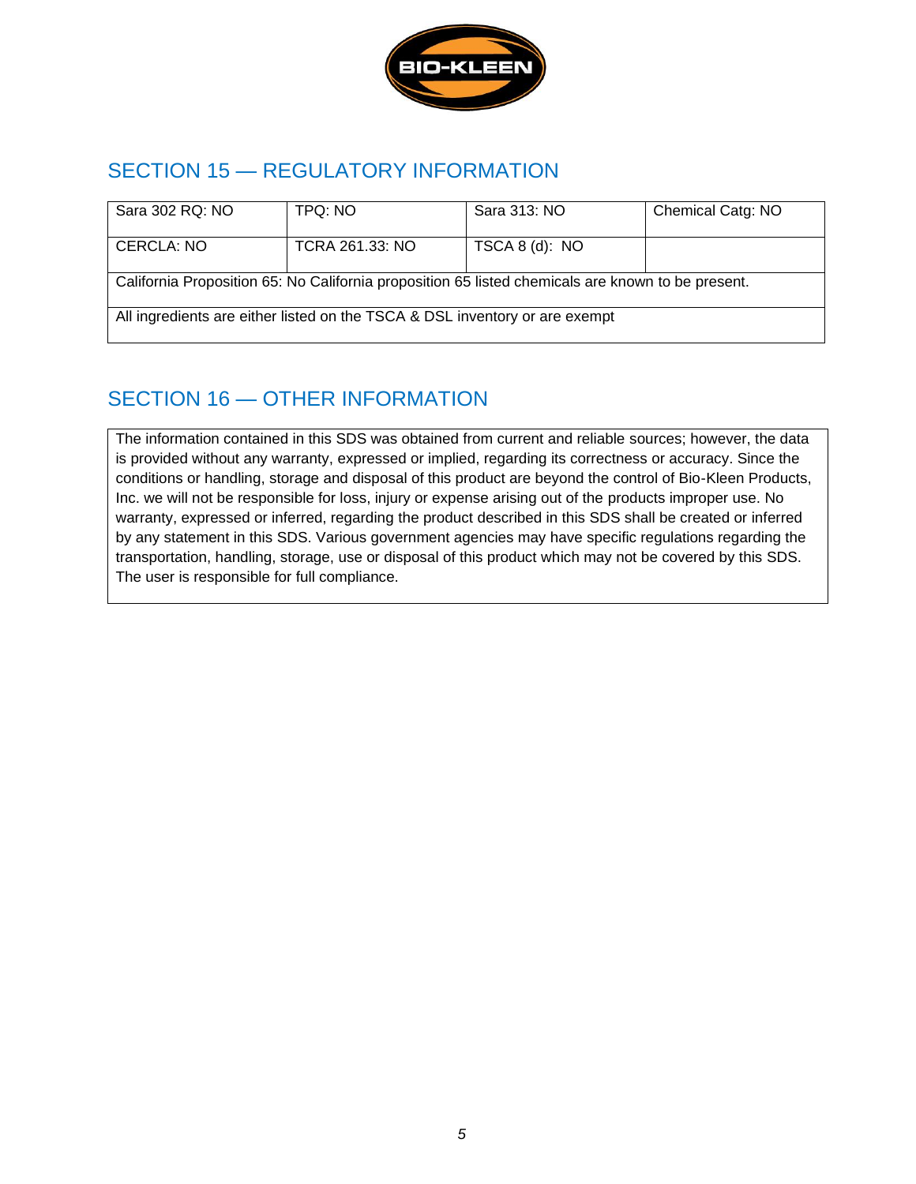## SECTION 15 — REGULATORY INFORMATION

| | | | |
|---|---|---|---|
| Sara 302 RQ: NO | TPQ: NO | Sara 313: NO | Chemical Catg: NO |
| CERCLA: NO | TCRA 261.33: NO | TSCA 8 (d): NO | |
| California Proposition 65: No California proposition 65 listed chemicals are known to be present. | | | |
| All ingredients are either listed on the TSCA & DSL inventory or are exempt | | | |

## SECTION 16 — OTHER INFORMATION

The information contained in this SDS was obtained from current and reliable sources; however, the data is provided without any warranty, expressed or implied, regarding its correctness or accuracy. Since the conditions or handling, storage and disposal of this product are beyond the control of Bio-Kleen Products, Inc. we will not be responsible for loss, injury or expense arising out of the products improper use. No warranty, expressed or inferred, regarding the product described in this SDS shall be created or inferred by any statement in this SDS. Various government agencies may have specific regulations regarding the transportation, handling, storage, use or disposal of this product which may not be covered by this SDS. The user is responsible for full compliance.